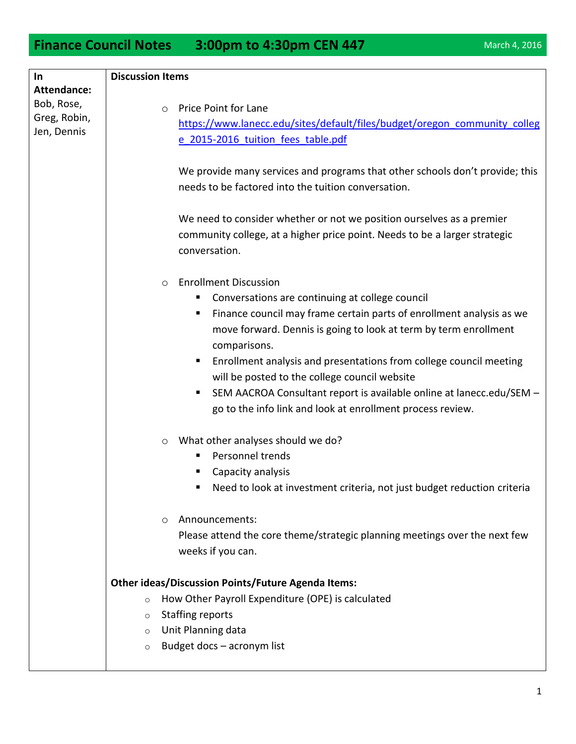# Finance Council Notes 3:00pm to 4:30pm CEN 447

March 4, 2016

**In Attendance:** Bob, Rose, Greg, Robin, Jen, Dennis

**Discussion Items**

- Price Point for Lane
  https://www.lanecc.edu/sites/default/files/budget/oregon_community_college_2015-2016_tuition_fees_table.pdf

  We provide many services and programs that other schools don't provide; this needs to be factored into the tuition conversation.

  We need to consider whether or not we position ourselves as a premier community college, at a higher price point. Needs to be a larger strategic conversation.

- Enrollment Discussion
  - Conversations are continuing at college council
  - Finance council may frame certain parts of enrollment analysis as we move forward. Dennis is going to look at term by term enrollment comparisons.
  - Enrollment analysis and presentations from college council meeting will be posted to the college council website
  - SEM AACROA Consultant report is available online at lanecc.edu/SEM – go to the info link and look at enrollment process review.

- What other analyses should we do?
  - Personnel trends
  - Capacity analysis
  - Need to look at investment criteria, not just budget reduction criteria

- Announcements:
  Please attend the core theme/strategic planning meetings over the next few weeks if you can.

**Other ideas/Discussion Points/Future Agenda Items:**

- How Other Payroll Expenditure (OPE) is calculated
- Staffing reports
- Unit Planning data
- Budget docs – acronym list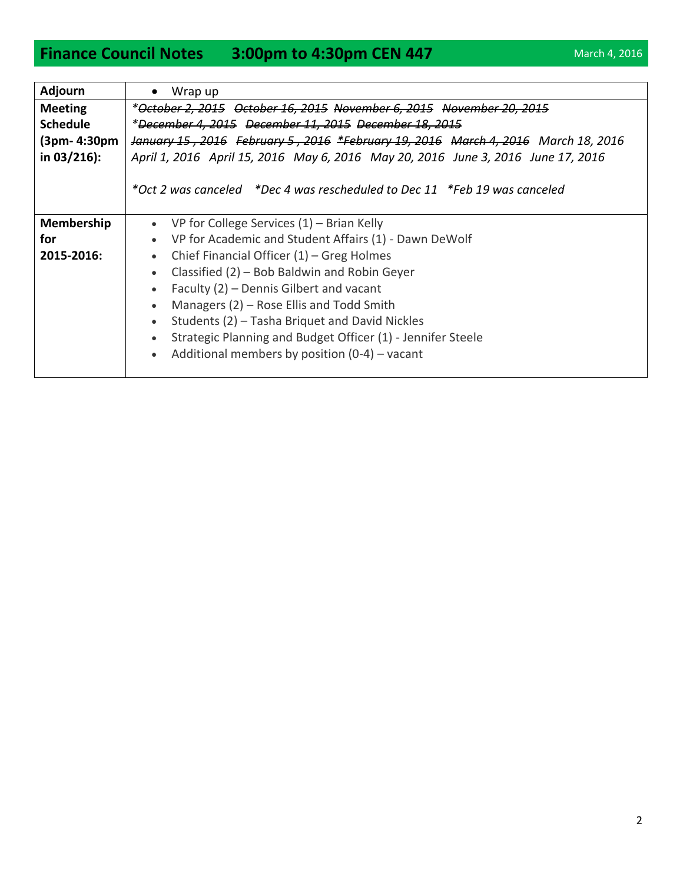## Finance Council Notes 3:00pm to 4:30pm CEN 447

March 4, 2016

| | |
|---|---|
| **Adjourn** | • Wrap up |
| **Meeting Schedule (3pm- 4:30pm in 03/216):** | *\*~~October 2, 2015~~ ~~October 16, 2015~~ ~~November 6, 2015~~ ~~November 20, 2015~~ \*~~December 4, 2015~~ ~~December 11, 2015~~ ~~December 18, 2015~~ ~~January 15 , 2016~~ ~~February 5 , 2016~~ ~~\*February 19, 2016~~ ~~March 4, 2016~~ March 18, 2016 April 1, 2016 April 15, 2016 May 6, 2016 May 20, 2016 June 3, 2016 June 17, 2016*<br><br>*\*Oct 2 was canceled \*Dec 4 was rescheduled to Dec 11 \*Feb 19 was canceled* |
| **Membership for 2015-2016:** | • VP for College Services (1) – Brian Kelly<br>• VP for Academic and Student Affairs (1) - Dawn DeWolf<br>• Chief Financial Officer (1) – Greg Holmes<br>• Classified (2) – Bob Baldwin and Robin Geyer<br>• Faculty (2) – Dennis Gilbert and vacant<br>• Managers (2) – Rose Ellis and Todd Smith<br>• Students (2) – Tasha Briquet and David Nickles<br>• Strategic Planning and Budget Officer (1) - Jennifer Steele<br>• Additional members by position (0-4) – vacant |